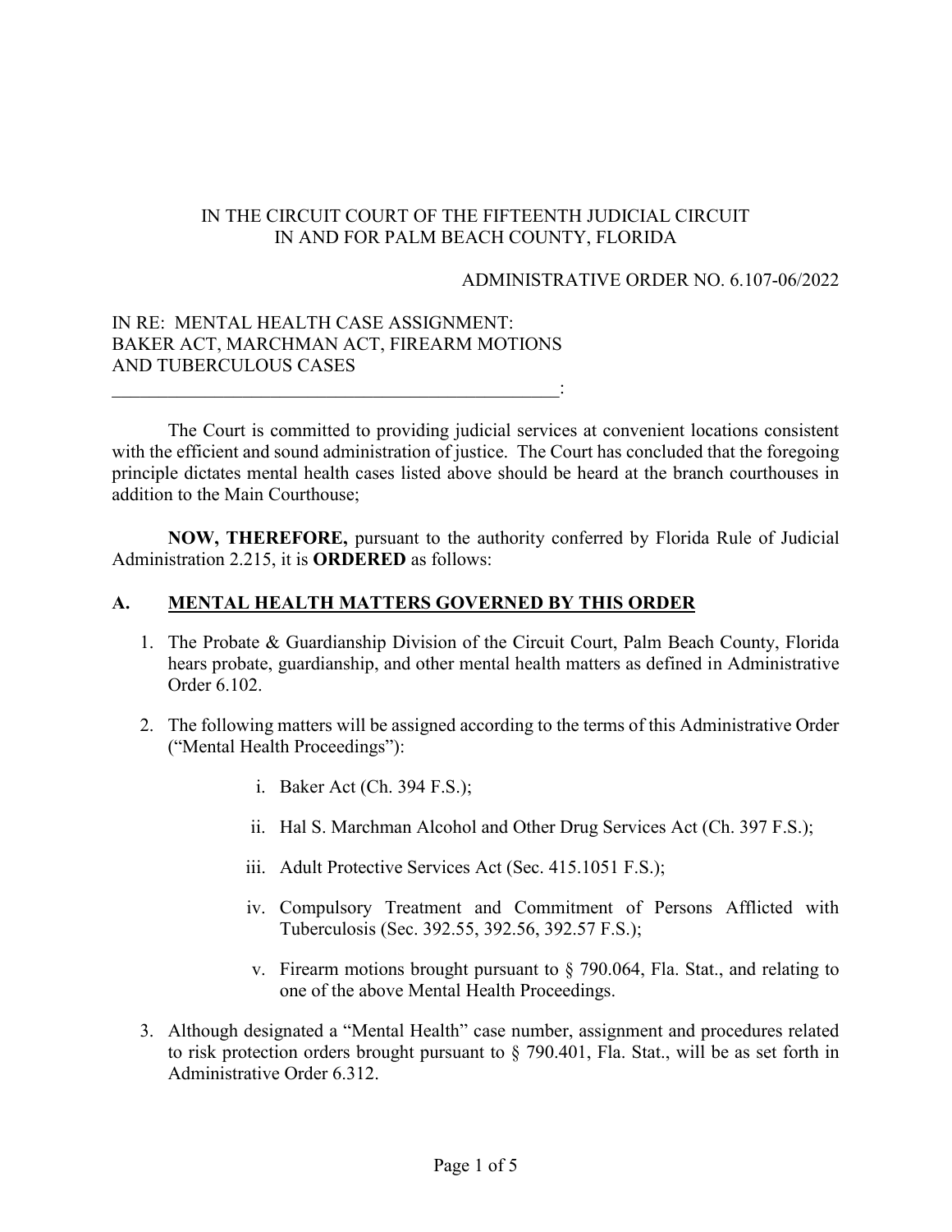IN THE CIRCUIT COURT OF THE FIFTEENTH JUDICIAL CIRCUIT
IN AND FOR PALM BEACH COUNTY, FLORIDA

ADMINISTRATIVE ORDER NO. 6.107-06/2022

IN RE: MENTAL HEALTH CASE ASSIGNMENT:
BAKER ACT, MARCHMAN ACT, FIREARM MOTIONS
AND TUBERCULOUS CASES
_______________________________________________:

The Court is committed to providing judicial services at convenient locations consistent with the efficient and sound administration of justice. The Court has concluded that the foregoing principle dictates mental health cases listed above should be heard at the branch courthouses in addition to the Main Courthouse;

**NOW, THEREFORE,** pursuant to the authority conferred by Florida Rule of Judicial Administration 2.215, it is **ORDERED** as follows:

## A. MENTAL HEALTH MATTERS GOVERNED BY THIS ORDER

1. The Probate & Guardianship Division of the Circuit Court, Palm Beach County, Florida hears probate, guardianship, and other mental health matters as defined in Administrative Order 6.102.

2. The following matters will be assigned according to the terms of this Administrative Order ("Mental Health Proceedings"):

   i. Baker Act (Ch. 394 F.S.);

   ii. Hal S. Marchman Alcohol and Other Drug Services Act (Ch. 397 F.S.);

   iii. Adult Protective Services Act (Sec. 415.1051 F.S.);

   iv. Compulsory Treatment and Commitment of Persons Afflicted with Tuberculosis (Sec. 392.55, 392.56, 392.57 F.S.);

   v. Firearm motions brought pursuant to § 790.064, Fla. Stat., and relating to one of the above Mental Health Proceedings.

3. Although designated a "Mental Health" case number, assignment and procedures related to risk protection orders brought pursuant to § 790.401, Fla. Stat., will be as set forth in Administrative Order 6.312.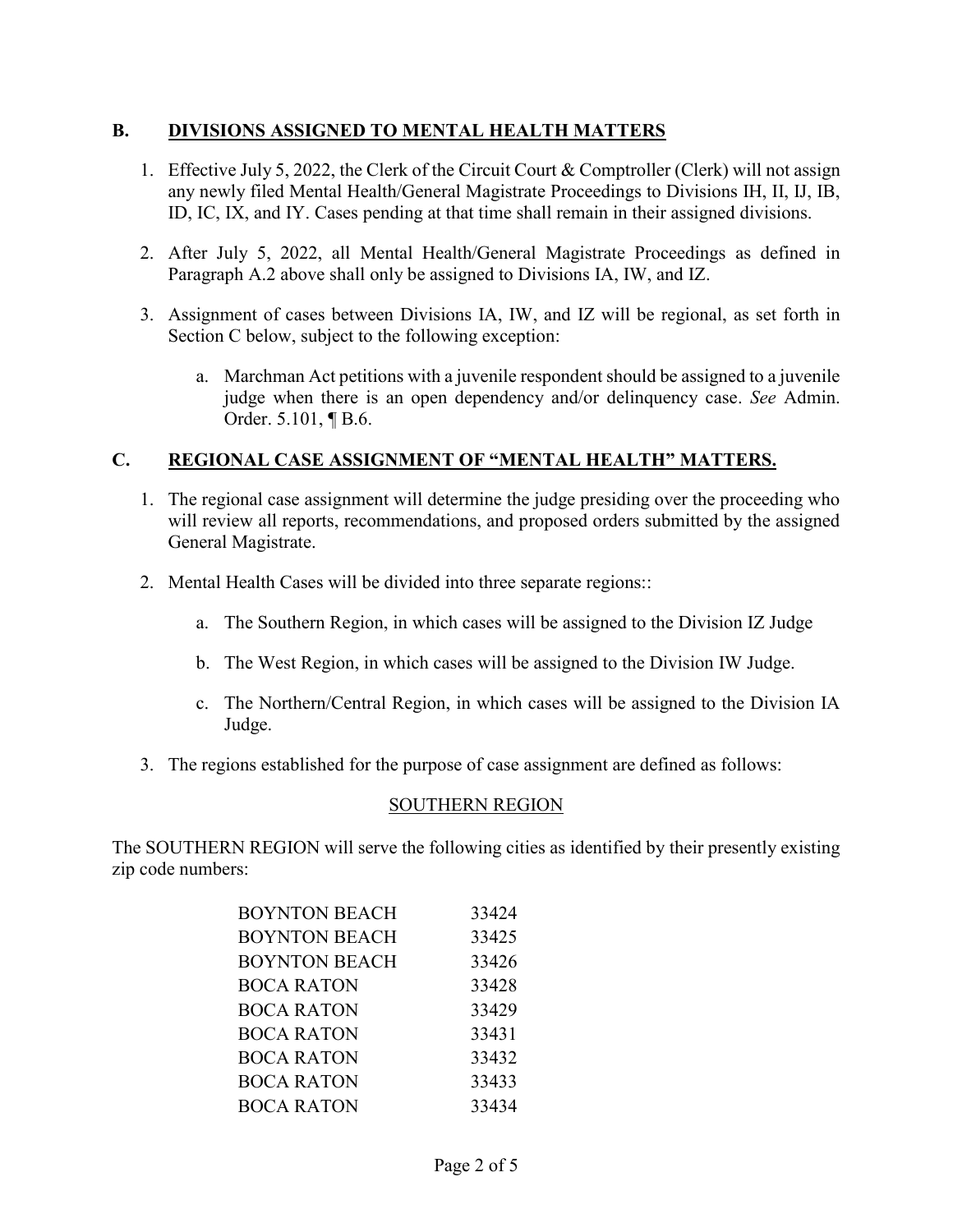## B. DIVISIONS ASSIGNED TO MENTAL HEALTH MATTERS

1. Effective July 5, 2022, the Clerk of the Circuit Court & Comptroller (Clerk) will not assign any newly filed Mental Health/General Magistrate Proceedings to Divisions IH, II, IJ, IB, ID, IC, IX, and IY. Cases pending at that time shall remain in their assigned divisions.

2. After July 5, 2022, all Mental Health/General Magistrate Proceedings as defined in Paragraph A.2 above shall only be assigned to Divisions IA, IW, and IZ.

3. Assignment of cases between Divisions IA, IW, and IZ will be regional, as set forth in Section C below, subject to the following exception:

   a. Marchman Act petitions with a juvenile respondent should be assigned to a juvenile judge when there is an open dependency and/or delinquency case. *See* Admin. Order. 5.101, ¶ B.6.

## C. REGIONAL CASE ASSIGNMENT OF "MENTAL HEALTH" MATTERS.

1. The regional case assignment will determine the judge presiding over the proceeding who will review all reports, recommendations, and proposed orders submitted by the assigned General Magistrate.

2. Mental Health Cases will be divided into three separate regions::

   a. The Southern Region, in which cases will be assigned to the Division IZ Judge

   b. The West Region, in which cases will be assigned to the Division IW Judge.

   c. The Northern/Central Region, in which cases will be assigned to the Division IA Judge.

3. The regions established for the purpose of case assignment are defined as follows:

SOUTHERN REGION

The SOUTHERN REGION will serve the following cities as identified by their presently existing zip code numbers:

| | |
|---|---|
| BOYNTON BEACH | 33424 |
| BOYNTON BEACH | 33425 |
| BOYNTON BEACH | 33426 |
| BOCA RATON | 33428 |
| BOCA RATON | 33429 |
| BOCA RATON | 33431 |
| BOCA RATON | 33432 |
| BOCA RATON | 33433 |
| BOCA RATON | 33434 |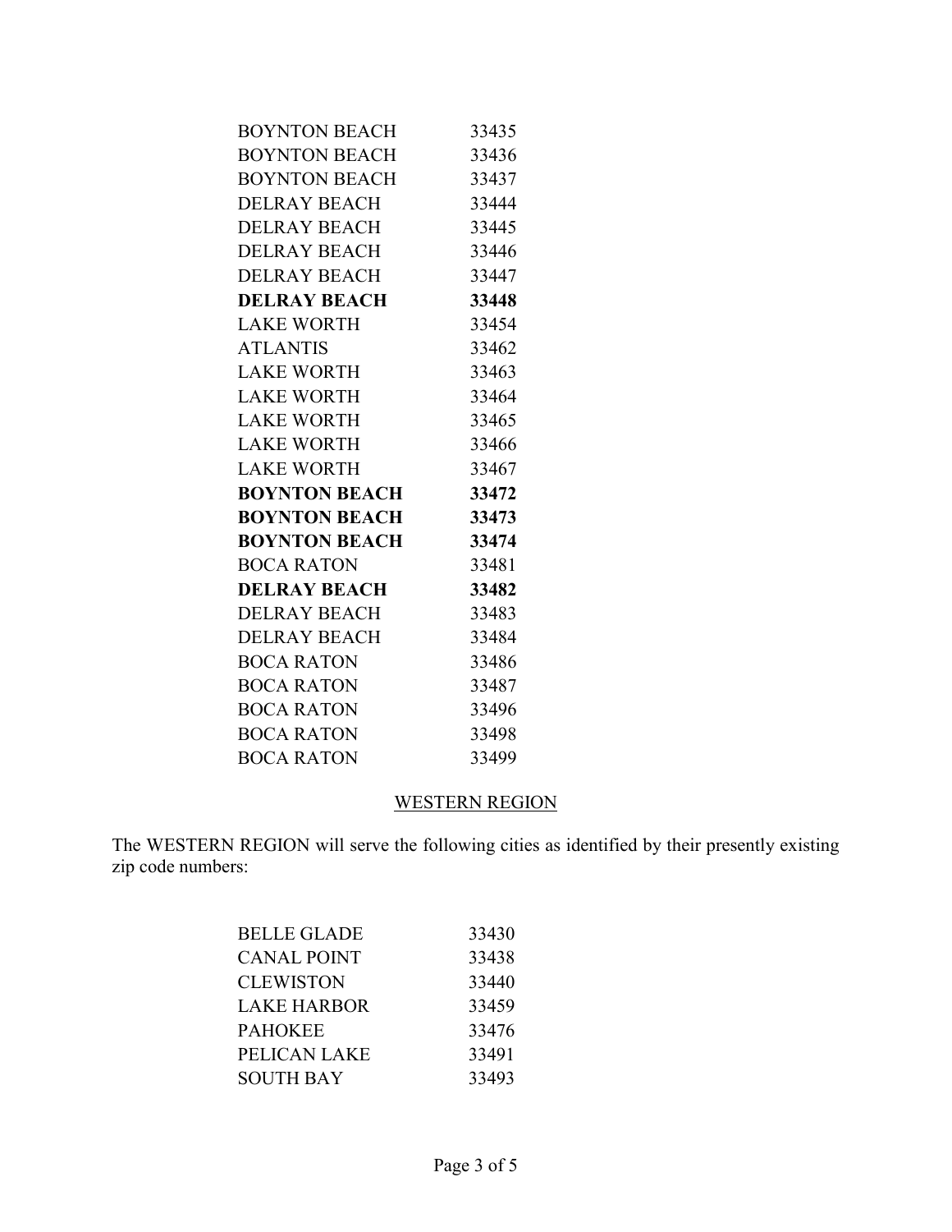| | |
|---|---|
| BOYNTON BEACH | 33435 |
| BOYNTON BEACH | 33436 |
| BOYNTON BEACH | 33437 |
| DELRAY BEACH | 33444 |
| DELRAY BEACH | 33445 |
| DELRAY BEACH | 33446 |
| DELRAY BEACH | 33447 |
| **DELRAY BEACH** | **33448** |
| LAKE WORTH | 33454 |
| ATLANTIS | 33462 |
| LAKE WORTH | 33463 |
| LAKE WORTH | 33464 |
| LAKE WORTH | 33465 |
| LAKE WORTH | 33466 |
| LAKE WORTH | 33467 |
| **BOYNTON BEACH** | **33472** |
| **BOYNTON BEACH** | **33473** |
| **BOYNTON BEACH** | **33474** |
| BOCA RATON | 33481 |
| **DELRAY BEACH** | **33482** |
| DELRAY BEACH | 33483 |
| DELRAY BEACH | 33484 |
| BOCA RATON | 33486 |
| BOCA RATON | 33487 |
| BOCA RATON | 33496 |
| BOCA RATON | 33498 |
| BOCA RATON | 33499 |

## WESTERN REGION

The WESTERN REGION will serve the following cities as identified by their presently existing zip code numbers:

| | |
|---|---|
| BELLE GLADE | 33430 |
| CANAL POINT | 33438 |
| CLEWISTON | 33440 |
| LAKE HARBOR | 33459 |
| PAHOKEE | 33476 |
| PELICAN LAKE | 33491 |
| SOUTH BAY | 33493 |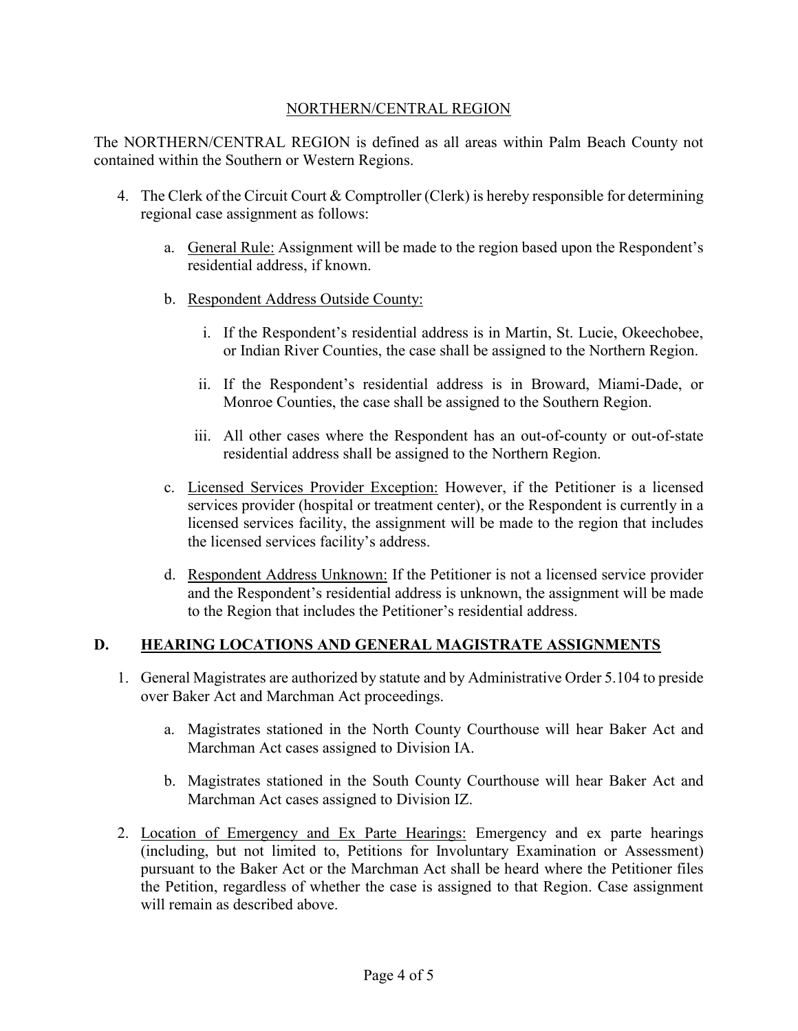<u>NORTHERN/CENTRAL REGION</u>

The NORTHERN/CENTRAL REGION is defined as all areas within Palm Beach County not contained within the Southern or Western Regions.

4. The Clerk of the Circuit Court & Comptroller (Clerk) is hereby responsible for determining regional case assignment as follows:

   a. <u>General Rule:</u> Assignment will be made to the region based upon the Respondent's residential address, if known.

   b. <u>Respondent Address Outside County:</u>

      i. If the Respondent's residential address is in Martin, St. Lucie, Okeechobee, or Indian River Counties, the case shall be assigned to the Northern Region.

      ii. If the Respondent's residential address is in Broward, Miami-Dade, or Monroe Counties, the case shall be assigned to the Southern Region.

      iii. All other cases where the Respondent has an out-of-county or out-of-state residential address shall be assigned to the Northern Region.

   c. <u>Licensed Services Provider Exception:</u> However, if the Petitioner is a licensed services provider (hospital or treatment center), or the Respondent is currently in a licensed services facility, the assignment will be made to the region that includes the licensed services facility's address.

   d. <u>Respondent Address Unknown:</u> If the Petitioner is not a licensed service provider and the Respondent's residential address is unknown, the assignment will be made to the Region that includes the Petitioner's residential address.

## D. <u>HEARING LOCATIONS AND GENERAL MAGISTRATE ASSIGNMENTS</u>

1. General Magistrates are authorized by statute and by Administrative Order 5.104 to preside over Baker Act and Marchman Act proceedings.

   a. Magistrates stationed in the North County Courthouse will hear Baker Act and Marchman Act cases assigned to Division IA.

   b. Magistrates stationed in the South County Courthouse will hear Baker Act and Marchman Act cases assigned to Division IZ.

2. <u>Location of Emergency and Ex Parte Hearings:</u> Emergency and ex parte hearings (including, but not limited to, Petitions for Involuntary Examination or Assessment) pursuant to the Baker Act or the Marchman Act shall be heard where the Petitioner files the Petition, regardless of whether the case is assigned to that Region. Case assignment will remain as described above.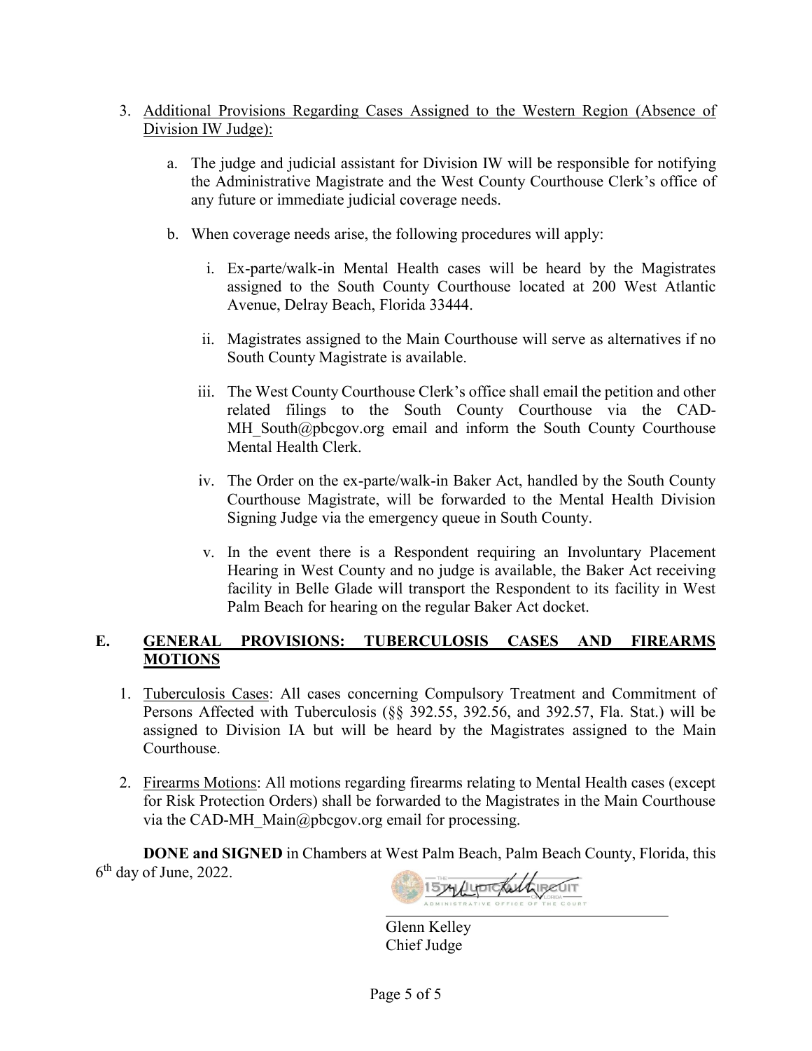3. Additional Provisions Regarding Cases Assigned to the Western Region (Absence of Division IW Judge):

   a. The judge and judicial assistant for Division IW will be responsible for notifying the Administrative Magistrate and the West County Courthouse Clerk's office of any future or immediate judicial coverage needs.

   b. When coverage needs arise, the following procedures will apply:

      i. Ex-parte/walk-in Mental Health cases will be heard by the Magistrates assigned to the South County Courthouse located at 200 West Atlantic Avenue, Delray Beach, Florida 33444.

      ii. Magistrates assigned to the Main Courthouse will serve as alternatives if no South County Magistrate is available.

      iii. The West County Courthouse Clerk's office shall email the petition and other related filings to the South County Courthouse via the CAD-MH_South@pbcgov.org email and inform the South County Courthouse Mental Health Clerk.

      iv. The Order on the ex-parte/walk-in Baker Act, handled by the South County Courthouse Magistrate, will be forwarded to the Mental Health Division Signing Judge via the emergency queue in South County.

      v. In the event there is a Respondent requiring an Involuntary Placement Hearing in West County and no judge is available, the Baker Act receiving facility in Belle Glade will transport the Respondent to its facility in West Palm Beach for hearing on the regular Baker Act docket.

## E. GENERAL PROVISIONS: TUBERCULOSIS CASES AND FIREARMS MOTIONS

1. Tuberculosis Cases: All cases concerning Compulsory Treatment and Commitment of Persons Affected with Tuberculosis (§§ 392.55, 392.56, and 392.57, Fla. Stat.) will be assigned to Division IA but will be heard by the Magistrates assigned to the Main Courthouse.

2. Firearms Motions: All motions regarding firearms relating to Mental Health cases (except for Risk Protection Orders) shall be forwarded to the Magistrates in the Main Courthouse via the CAD-MH_Main@pbcgov.org email for processing.

**DONE and SIGNED** in Chambers at West Palm Beach, Palm Beach County, Florida, this 6th day of June, 2022.

Glenn Kelley
Chief Judge